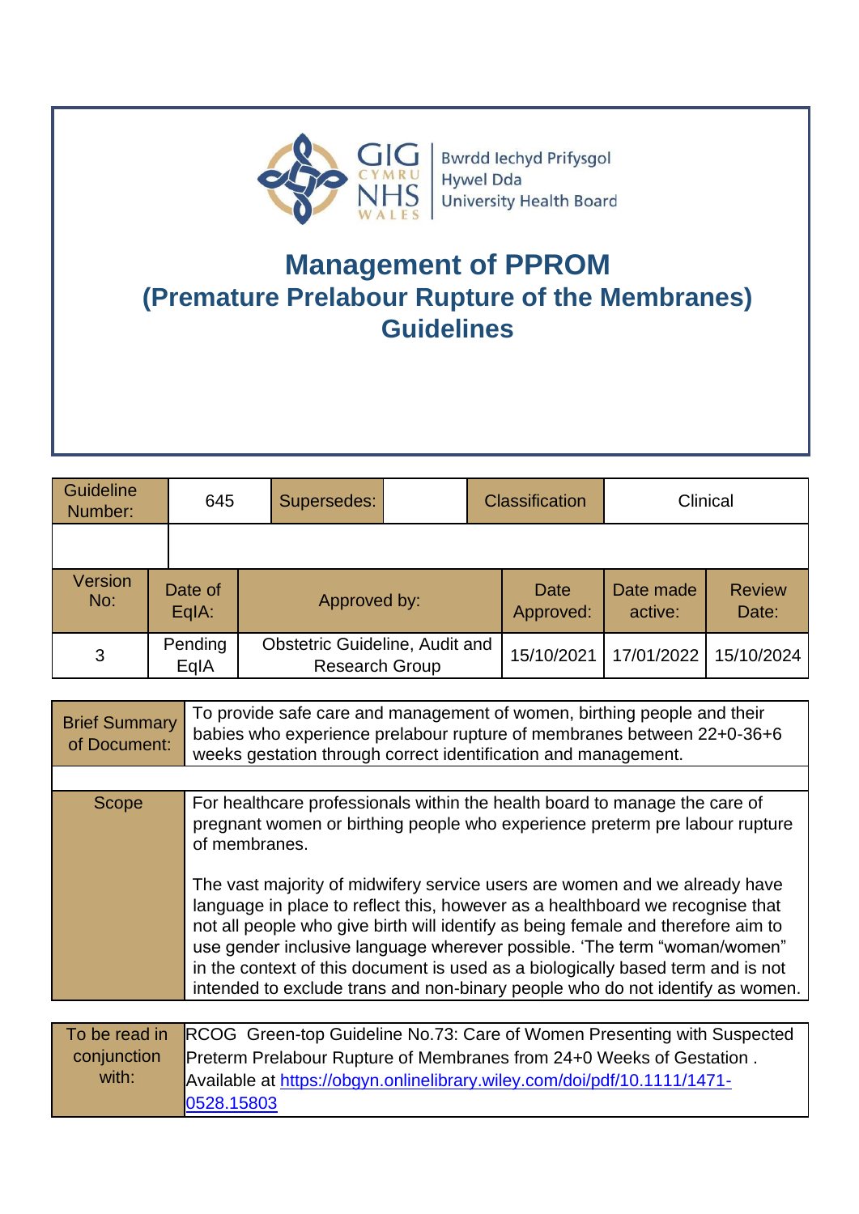GIG CYMRU NHS WALES | Bwrdd Iechyd Prifysgol Hywel Dda University Health Board

# Management of PPROM (Premature Prelabour Rupture of the Membranes) Guidelines

| Guideline Number: | 645 | Supersedes: | | Classification | Clinical |
|---|---|---|---|---|---|
| | | | | | |

| Version No: | Date of EqIA: | Approved by: | Date Approved: | Date made active: | Review Date: |
|---|---|---|---|---|---|
| 3 | Pending EqIA | Obstetric Guideline, Audit and Research Group | 15/10/2021 | 17/01/2022 | 15/10/2024 |

| Brief Summary of Document: | To provide safe care and management of women, birthing people and their babies who experience prelabour rupture of membranes between 22+0-36+6 weeks gestation through correct identification and management. |
|---|---|
| | |
| Scope | For healthcare professionals within the health board to manage the care of pregnant women or birthing people who experience preterm pre labour rupture of membranes.<br><br>The vast majority of midwifery service users are women and we already have language in place to reflect this, however as a healthboard we recognise that not all people who give birth will identify as being female and therefore aim to use gender inclusive language wherever possible. 'The term "woman/women" in the context of this document is used as a biologically based term and is not intended to exclude trans and non-binary people who do not identify as women. |

| To be read in conjunction with: | RCOG Green-top Guideline No.73: Care of Women Presenting with Suspected Preterm Prelabour Rupture of Membranes from 24+0 Weeks of Gestation . Available at https://obgyn.onlinelibrary.wiley.com/doi/pdf/10.1111/1471-0528.15803 |
|---|---|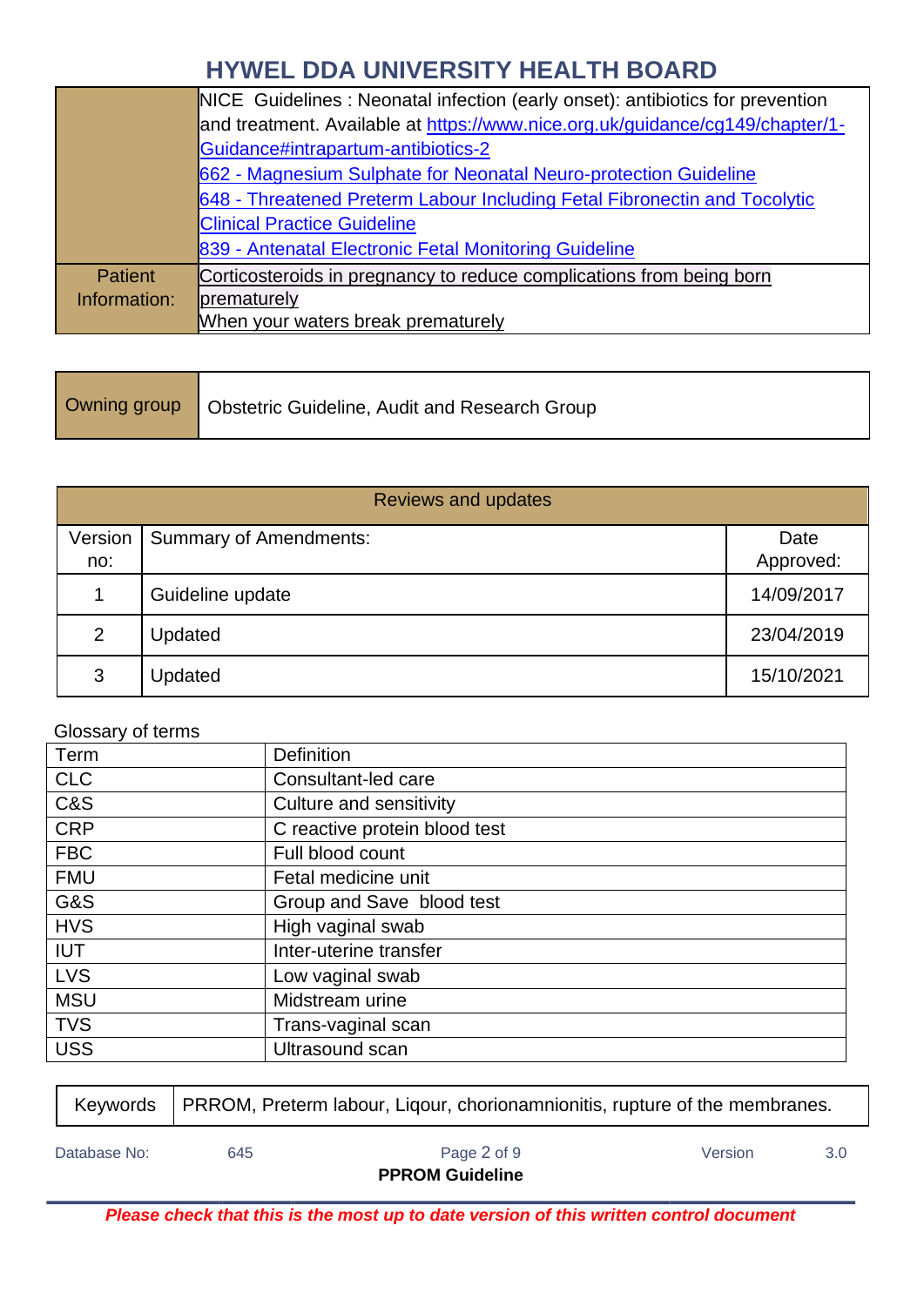| | |
|---|---|
| | NICE Guidelines : Neonatal infection (early onset): antibiotics for prevention and treatment. Available at https://www.nice.org.uk/guidance/cg149/chapter/1-Guidance#intrapartum-antibiotics-2<br>662 - Magnesium Sulphate for Neonatal Neuro-protection Guideline<br>648 - Threatened Preterm Labour Including Fetal Fibronectin and Tocolytic Clinical Practice Guideline<br>839 - Antenatal Electronic Fetal Monitoring Guideline |
| Patient Information: | Corticosteroids in pregnancy to reduce complications from being born prematurely<br>When your waters break prematurely |

| | |
|---|---|
| Owning group | Obstetric Guideline, Audit and Research Group |

| Reviews and updates | | |
|---|---|---|
| Version no: | Summary of Amendments: | Date Approved: |
| 1 | Guideline update | 14/09/2017 |
| 2 | Updated | 23/04/2019 |
| 3 | Updated | 15/10/2021 |

Glossary of terms

| Term | Definition |
|---|---|
| CLC | Consultant-led care |
| C&S | Culture and sensitivity |
| CRP | C reactive protein blood test |
| FBC | Full blood count |
| FMU | Fetal medicine unit |
| G&S | Group and Save blood test |
| HVS | High vaginal swab |
| IUT | Inter-uterine transfer |
| LVS | Low vaginal swab |
| MSU | Midstream urine |
| TVS | Trans-vaginal scan |
| USS | Ultrasound scan |

| | |
|---|---|
| Keywords | PRROM, Preterm labour, Liqour, chorionamnionitis, rupture of the membranes. |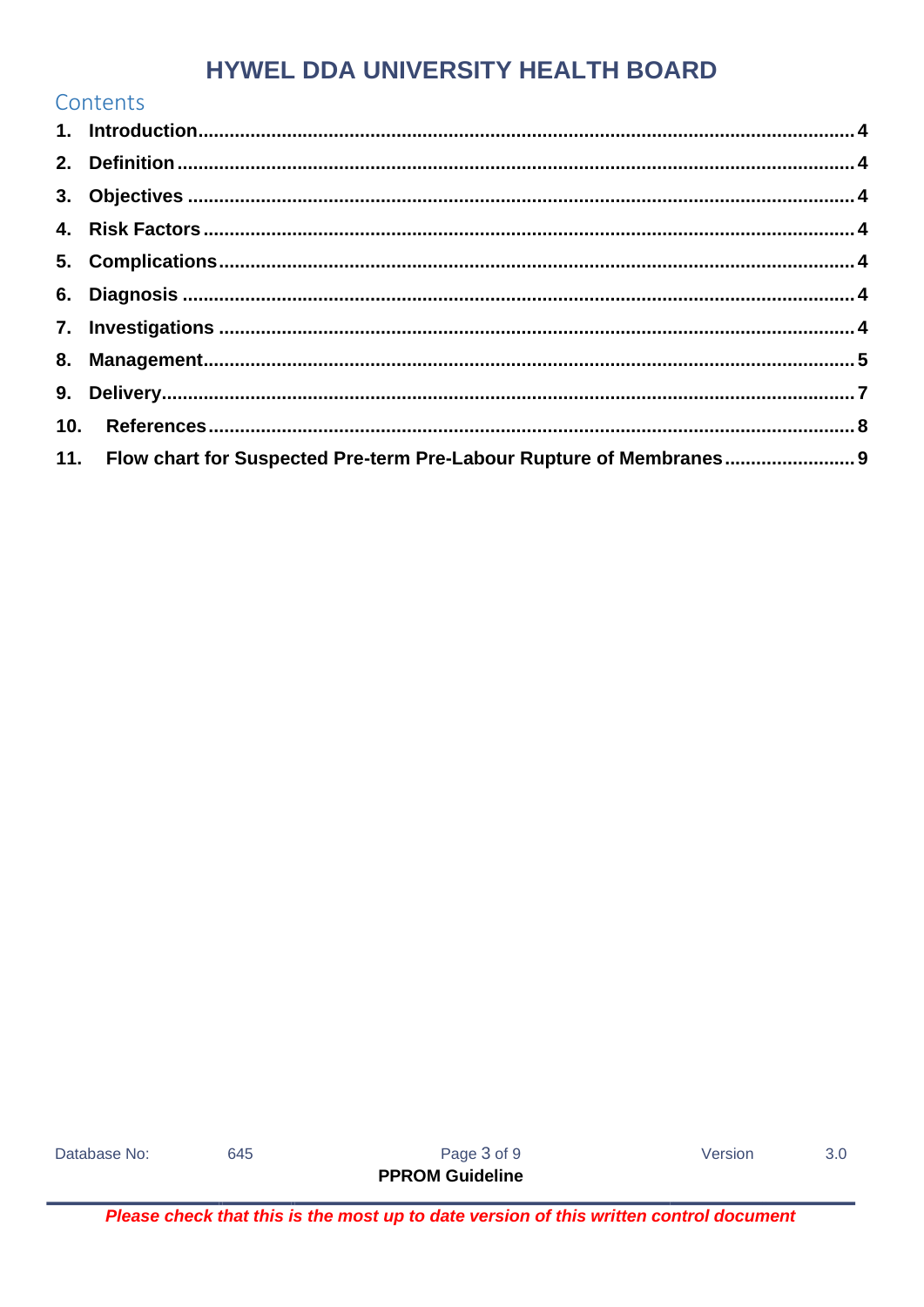## Contents

1. **Introduction** ........................................................................ 4
2. **Definition** ........................................................................ 4
3. **Objectives** ........................................................................ 4
4. **Risk Factors** ........................................................................ 4
5. **Complications** ........................................................................ 4
6. **Diagnosis** ........................................................................ 4
7. **Investigations** ........................................................................ 4
8. **Management** ........................................................................ 5
9. **Delivery** ........................................................................ 7
10. **References** ........................................................................ 8
11. **Flow chart for Suspected Pre-term Pre-Labour Rupture of Membranes** ........................ 9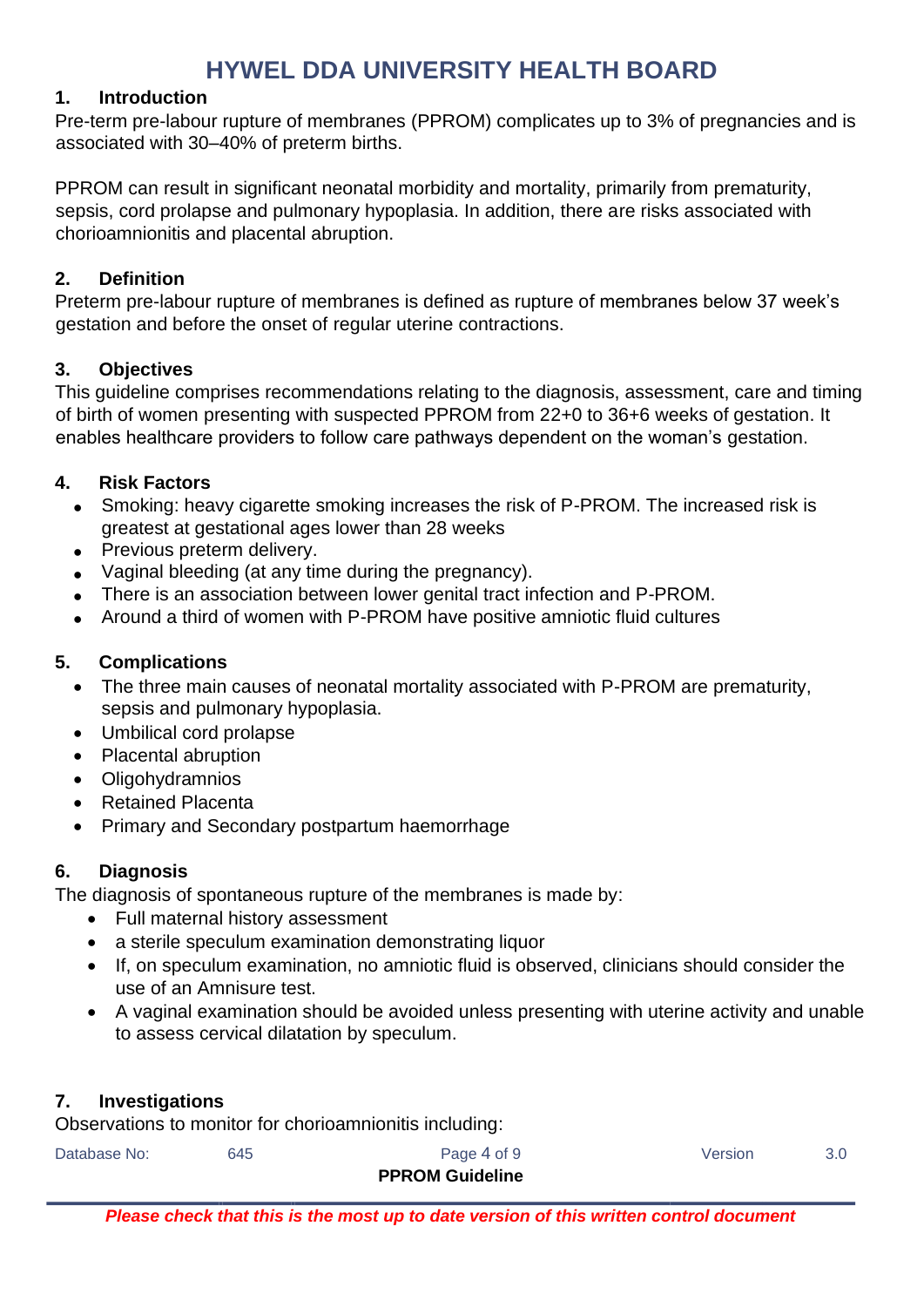# HYWEL DDA UNIVERSITY HEALTH BOARD

## 1. Introduction

Pre-term pre-labour rupture of membranes (PPROM) complicates up to 3% of pregnancies and is associated with 30–40% of preterm births.

PPROM can result in significant neonatal morbidity and mortality, primarily from prematurity, sepsis, cord prolapse and pulmonary hypoplasia. In addition, there are risks associated with chorioamnionitis and placental abruption.

## 2. Definition

Preterm pre-labour rupture of membranes is defined as rupture of membranes below 37 week's gestation and before the onset of regular uterine contractions.

## 3. Objectives

This guideline comprises recommendations relating to the diagnosis, assessment, care and timing of birth of women presenting with suspected PPROM from 22+0 to 36+6 weeks of gestation. It enables healthcare providers to follow care pathways dependent on the woman's gestation.

## 4. Risk Factors

- Smoking: heavy cigarette smoking increases the risk of P-PROM. The increased risk is greatest at gestational ages lower than 28 weeks
- Previous preterm delivery.
- Vaginal bleeding (at any time during the pregnancy).
- There is an association between lower genital tract infection and P-PROM.
- Around a third of women with P-PROM have positive amniotic fluid cultures

## 5. Complications

- The three main causes of neonatal mortality associated with P-PROM are prematurity, sepsis and pulmonary hypoplasia.
- Umbilical cord prolapse
- Placental abruption
- Oligohydramnios
- Retained Placenta
- Primary and Secondary postpartum haemorrhage

## 6. Diagnosis

The diagnosis of spontaneous rupture of the membranes is made by:

- Full maternal history assessment
- a sterile speculum examination demonstrating liquor
- If, on speculum examination, no amniotic fluid is observed, clinicians should consider the use of an Amnisure test.
- A vaginal examination should be avoided unless presenting with uterine activity and unable to assess cervical dilatation by speculum.

## 7. Investigations

Observations to monitor for chorioamnionitis including: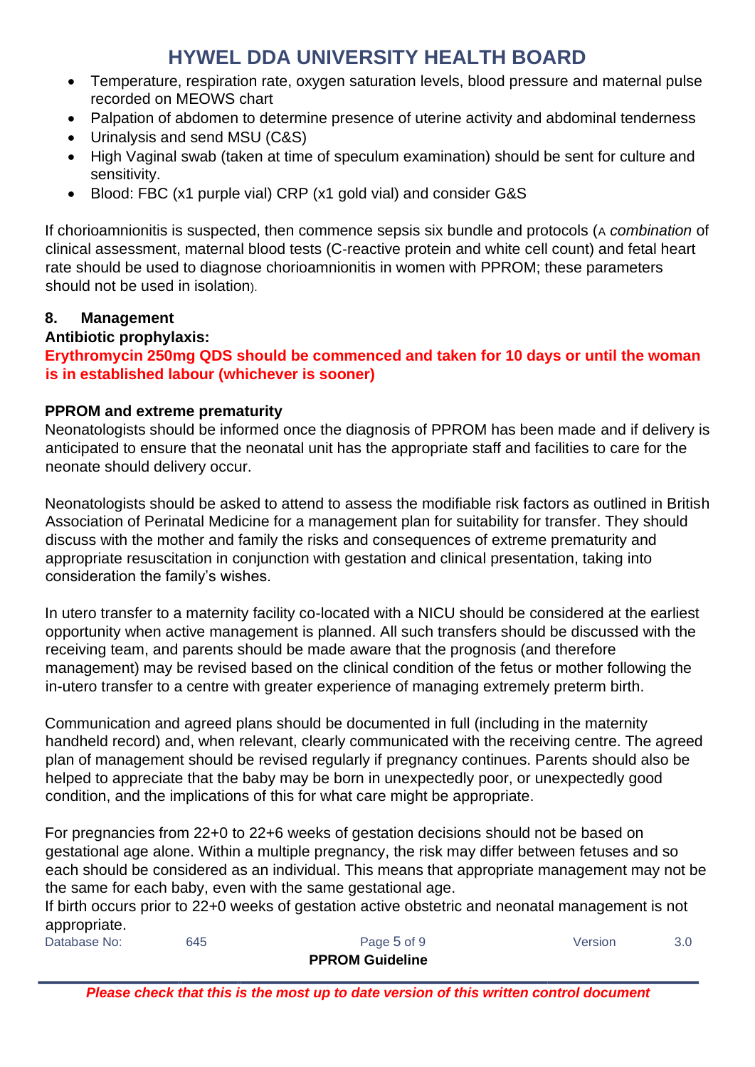- Temperature, respiration rate, oxygen saturation levels, blood pressure and maternal pulse recorded on MEOWS chart
- Palpation of abdomen to determine presence of uterine activity and abdominal tenderness
- Urinalysis and send MSU (C&S)
- High Vaginal swab (taken at time of speculum examination) should be sent for culture and sensitivity.
- Blood: FBC (x1 purple vial) CRP (x1 gold vial) and consider G&S

If chorioamnionitis is suspected, then commence sepsis six bundle and protocols (A *combination* of clinical assessment, maternal blood tests (C-reactive protein and white cell count) and fetal heart rate should be used to diagnose chorioamnionitis in women with PPROM; these parameters should not be used in isolation).

## 8. Management

**Antibiotic prophylaxis:**

**Erythromycin 250mg QDS should be commenced and taken for 10 days or until the woman is in established labour (whichever is sooner)**

**PPROM and extreme prematurity**

Neonatologists should be informed once the diagnosis of PPROM has been made and if delivery is anticipated to ensure that the neonatal unit has the appropriate staff and facilities to care for the neonate should delivery occur.

Neonatologists should be asked to attend to assess the modifiable risk factors as outlined in British Association of Perinatal Medicine for a management plan for suitability for transfer. They should discuss with the mother and family the risks and consequences of extreme prematurity and appropriate resuscitation in conjunction with gestation and clinical presentation, taking into consideration the family's wishes.

In utero transfer to a maternity facility co-located with a NICU should be considered at the earliest opportunity when active management is planned. All such transfers should be discussed with the receiving team, and parents should be made aware that the prognosis (and therefore management) may be revised based on the clinical condition of the fetus or mother following the in-utero transfer to a centre with greater experience of managing extremely preterm birth.

Communication and agreed plans should be documented in full (including in the maternity handheld record) and, when relevant, clearly communicated with the receiving centre. The agreed plan of management should be revised regularly if pregnancy continues. Parents should also be helped to appreciate that the baby may be born in unexpectedly poor, or unexpectedly good condition, and the implications of this for what care might be appropriate.

For pregnancies from 22+0 to 22+6 weeks of gestation decisions should not be based on gestational age alone. Within a multiple pregnancy, the risk may differ between fetuses and so each should be considered as an individual. This means that appropriate management may not be the same for each baby, even with the same gestational age.
If birth occurs prior to 22+0 weeks of gestation active obstetric and neonatal management is not appropriate.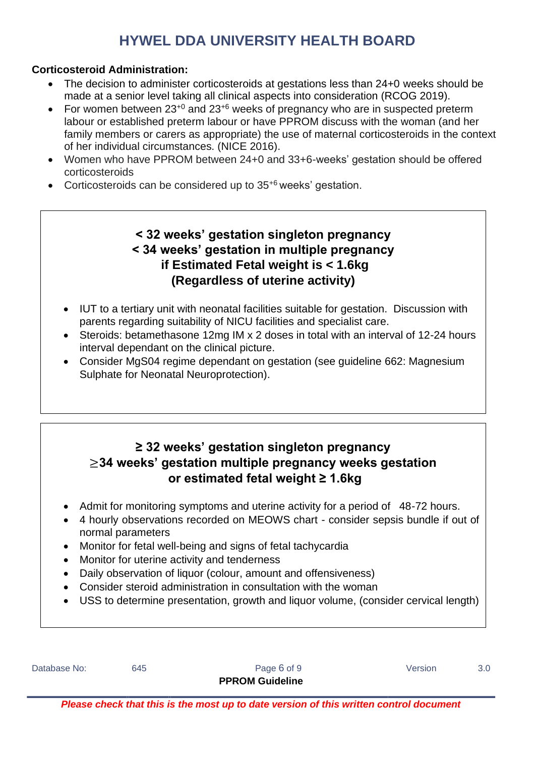**Corticosteroid Administration:**

- The decision to administer corticosteroids at gestations less than 24+0 weeks should be made at a senior level taking all clinical aspects into consideration (RCOG 2019).
- For women between $23^{+0}$ and $23^{+6}$ weeks of pregnancy who are in suspected preterm labour or established preterm labour or have PPROM discuss with the woman (and her family members or carers as appropriate) the use of maternal corticosteroids in the context of her individual circumstances. (NICE 2016).
- Women who have PPROM between 24+0 and 33+6-weeks' gestation should be offered corticosteroids
- Corticosteroids can be considered up to $35^{+6}$ weeks' gestation.

**< 32 weeks' gestation singleton pregnancy**
**< 34 weeks' gestation in multiple pregnancy**
**if Estimated Fetal weight is < 1.6kg**
**(Regardless of uterine activity)**

- IUT to a tertiary unit with neonatal facilities suitable for gestation. Discussion with parents regarding suitability of NICU facilities and specialist care.
- Steroids: betamethasone 12mg IM x 2 doses in total with an interval of 12-24 hours interval dependant on the clinical picture.
- Consider MgS04 regime dependant on gestation (see guideline 662: Magnesium Sulphate for Neonatal Neuroprotection).

**≥ 32 weeks' gestation singleton pregnancy**
**≥34 weeks' gestation multiple pregnancy weeks gestation**
**or estimated fetal weight ≥ 1.6kg**

- Admit for monitoring symptoms and uterine activity for a period of 48-72 hours.
- 4 hourly observations recorded on MEOWS chart - consider sepsis bundle if out of normal parameters
- Monitor for fetal well-being and signs of fetal tachycardia
- Monitor for uterine activity and tenderness
- Daily observation of liquor (colour, amount and offensiveness)
- Consider steroid administration in consultation with the woman
- USS to determine presentation, growth and liquor volume, (consider cervical length)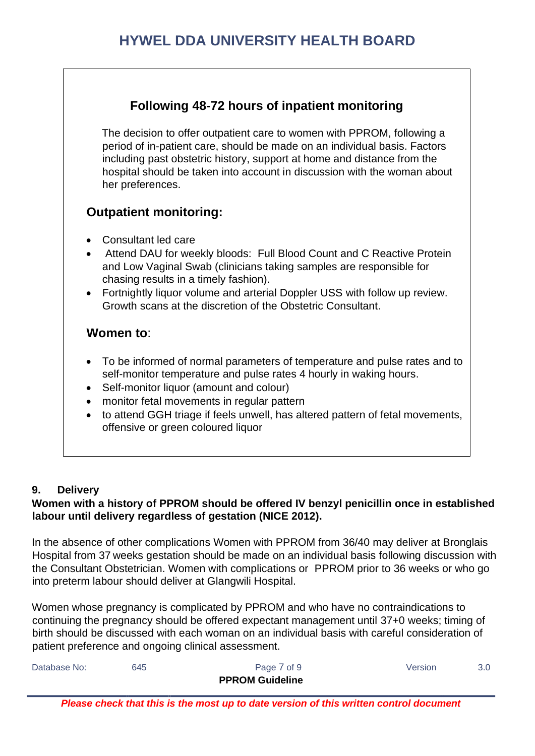### Following 48-72 hours of inpatient monitoring

The decision to offer outpatient care to women with PPROM, following a period of in-patient care, should be made on an individual basis. Factors including past obstetric history, support at home and distance from the hospital should be taken into account in discussion with the woman about her preferences.

### Outpatient monitoring:

- Consultant led care
- Attend DAU for weekly bloods: Full Blood Count and C Reactive Protein and Low Vaginal Swab (clinicians taking samples are responsible for chasing results in a timely fashion).
- Fortnightly liquor volume and arterial Doppler USS with follow up review. Growth scans at the discretion of the Obstetric Consultant.

### Women to:

- To be informed of normal parameters of temperature and pulse rates and to self-monitor temperature and pulse rates 4 hourly in waking hours.
- Self-monitor liquor (amount and colour)
- monitor fetal movements in regular pattern
- to attend GGH triage if feels unwell, has altered pattern of fetal movements, offensive or green coloured liquor

## 9. Delivery

**Women with a history of PPROM should be offered IV benzyl penicillin once in established labour until delivery regardless of gestation (NICE 2012).**

In the absence of other complications Women with PPROM from 36/40 may deliver at Bronglais Hospital from 37 weeks gestation should be made on an individual basis following discussion with the Consultant Obstetrician. Women with complications or PPROM prior to 36 weeks or who go into preterm labour should deliver at Glangwili Hospital.

Women whose pregnancy is complicated by PPROM and who have no contraindications to continuing the pregnancy should be offered expectant management until 37+0 weeks; timing of birth should be discussed with each woman on an individual basis with careful consideration of patient preference and ongoing clinical assessment.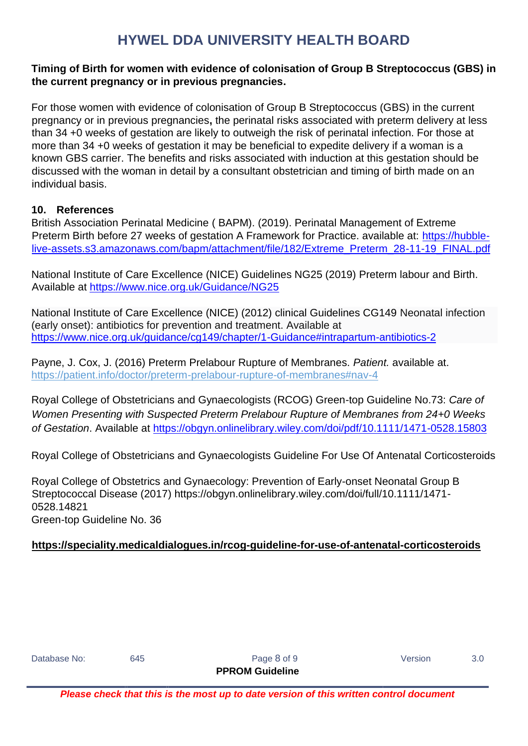**Timing of Birth for women with evidence of colonisation of Group B Streptococcus (GBS) in the current pregnancy or in previous pregnancies.**

For those women with evidence of colonisation of Group B Streptococcus (GBS) in the current pregnancy or in previous pregnancies**,** the perinatal risks associated with preterm delivery at less than 34 +0 weeks of gestation are likely to outweigh the risk of perinatal infection. For those at more than 34 +0 weeks of gestation it may be beneficial to expedite delivery if a woman is a known GBS carrier. The benefits and risks associated with induction at this gestation should be discussed with the woman in detail by a consultant obstetrician and timing of birth made on an individual basis.

## 10. References

British Association Perinatal Medicine ( BAPM). (2019). Perinatal Management of Extreme Preterm Birth before 27 weeks of gestation A Framework for Practice. available at: https://hubble-live-assets.s3.amazonaws.com/bapm/attachment/file/182/Extreme_Preterm_28-11-19_FINAL.pdf

National Institute of Care Excellence (NICE) Guidelines NG25 (2019) Preterm labour and Birth. Available at https://www.nice.org.uk/Guidance/NG25

National Institute of Care Excellence (NICE) (2012) clinical Guidelines CG149 Neonatal infection (early onset): antibiotics for prevention and treatment. Available at https://www.nice.org.uk/guidance/cg149/chapter/1-Guidance#intrapartum-antibiotics-2

Payne, J. Cox, J. (2016) Preterm Prelabour Rupture of Membranes. *Patient.* available at. https://patient.info/doctor/preterm-prelabour-rupture-of-membranes#nav-4

Royal College of Obstetricians and Gynaecologists (RCOG) Green-top Guideline No.73: *Care of Women Presenting with Suspected Preterm Prelabour Rupture of Membranes from 24+0 Weeks of Gestation*. Available at https://obgyn.onlinelibrary.wiley.com/doi/pdf/10.1111/1471-0528.15803

Royal College of Obstetricians and Gynaecologists Guideline For Use Of Antenatal Corticosteroids

Royal College of Obstetrics and Gynaecology: Prevention of Early-onset Neonatal Group B Streptococcal Disease (2017) https://obgyn.onlinelibrary.wiley.com/doi/full/10.1111/1471-0528.14821
Green-top Guideline No. 36

**https://speciality.medicaldialogues.in/rcog-guideline-for-use-of-antenatal-corticosteroids**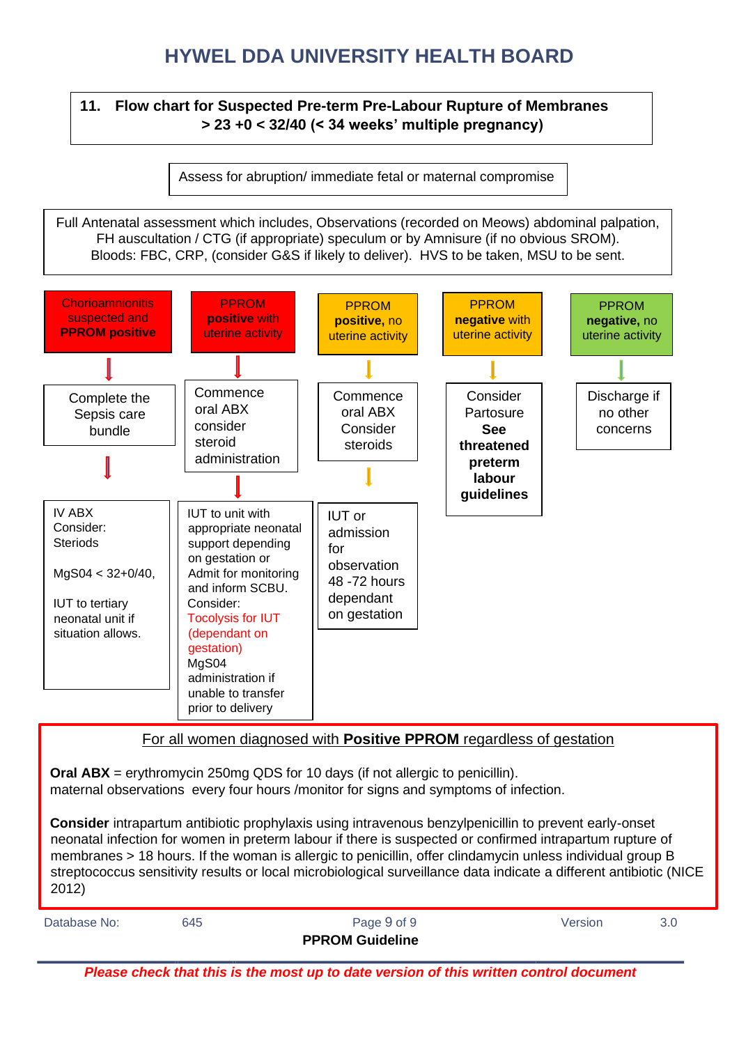# HYWEL DDA UNIVERSITY HEALTH BOARD

## 11. Flow chart for Suspected Pre-term Pre-Labour Rupture of Membranes > 23 +0 < 32/40 (< 34 weeks' multiple pregnancy)

Assess for abruption/ immediate fetal or maternal compromise

Full Antenatal assessment which includes, Observations (recorded on Meows) abdominal palpation, FH auscultation / CTG (if appropriate) speculum or by Amnisure (if no obvious SROM). Bloods: FBC, CRP, (consider G&S if likely to deliver). HVS to be taken, MSU to be sent.

**Chorioamnionitis suspected and PPROM positive**
- Complete the Sepsis care bundle
- IV ABX
  Consider:
  Steroids
  MgS04 < 32+0/40,
  IUT to tertiary neonatal unit if situation allows.

**PPROM positive with uterine activity**
- Commence oral ABX consider steroid administration
- IUT to unit with appropriate neonatal support depending on gestation or Admit for monitoring and inform SCBU.
  Consider:
  Tocolysis for IUT (dependant on gestation)
  MgS04 administration if unable to transfer prior to delivery

**PPROM positive, no uterine activity**
- Commence oral ABX Consider steroids
- IUT or admission for observation 48 -72 hours dependant on gestation

**PPROM negative with uterine activity**
- Consider Partosure **See threatened preterm labour guidelines**

**PPROM negative, no uterine activity**
- Discharge if no other concerns

---

For all women diagnosed with **Positive PPROM** regardless of gestation

**Oral ABX** = erythromycin 250mg QDS for 10 days (if not allergic to penicillin).
maternal observations every four hours /monitor for signs and symptoms of infection.

**Consider** intrapartum antibiotic prophylaxis using intravenous benzylpenicillin to prevent early-onset neonatal infection for women in preterm labour if there is suspected or confirmed intrapartum rupture of membranes > 18 hours. If the woman is allergic to penicillin, offer clindamycin unless individual group B streptococcus sensitivity results or local microbiological surveillance data indicate a different antibiotic (NICE 2012)